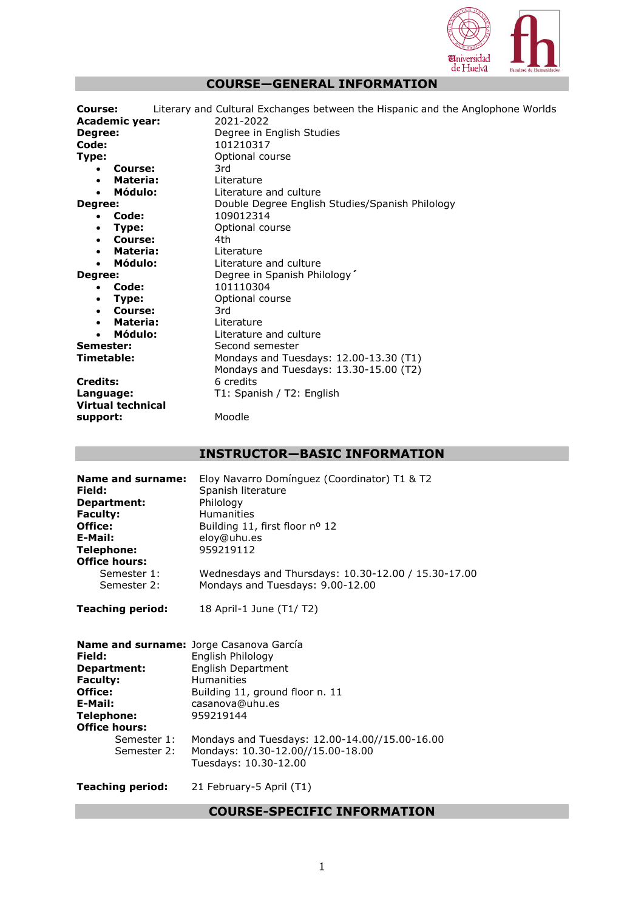## COURSE—GENERAL INFORMATION

**Course:** Literary and Cultural Exchanges between the Hispanic and the Anglophone Worlds
**Academic year:** 2021-2022
**Degree:** Degree in English Studies
**Code:** 101210317
**Type:** Optional course

- **Course:** 3rd
- **Materia:** Literature
- **Módulo:** Literature and culture

**Degree:** Double Degree English Studies/Spanish Philology

- **Code:** 109012314
- **Type:** Optional course
- **Course:** 4th
- **Materia:** Literature
- **Módulo:** Literature and culture

**Degree:** Degree in Spanish Philology´

- **Code:** 101110304
- **Type:** Optional course
- **Course:** 3rd
- **Materia:** Literature
- **Módulo:** Literature and culture

**Semester:** Second semester
**Timetable:** Mondays and Tuesdays: 12.00-13.30 (T1)
Mondays and Tuesdays: 13.30-15.00 (T2)
**Credits:** 6 credits
**Language:** T1: Spanish / T2: English
**Virtual technical support:** Moodle

## INSTRUCTOR—BASIC INFORMATION

**Name and surname:** Eloy Navarro Domínguez (Coordinator) T1 & T2
**Field:** Spanish literature
**Department:** Philology
**Faculty:** Humanities
**Office:** Building 11, first floor nº 12
**E-Mail:** eloy@uhu.es
**Telephone:** 959219112
**Office hours:**
Semester 1: Wednesdays and Thursdays: 10.30-12.00 / 15.30-17.00
Semester 2: Mondays and Tuesdays: 9.00-12.00

**Teaching period:** 18 April-1 June (T1/ T2)

**Name and surname:** Jorge Casanova García
**Field:** English Philology
**Department:** English Department
**Faculty:** Humanities
**Office:** Building 11, ground floor n. 11
**E-Mail:** casanova@uhu.es
**Telephone:** 959219144
**Office hours:**
Semester 1: Mondays and Tuesdays: 12.00-14.00//15.00-16.00
Semester 2: Mondays: 10.30-12.00//15.00-18.00
Tuesdays: 10.30-12.00

**Teaching period:** 21 February-5 April (T1)

## COURSE-SPECIFIC INFORMATION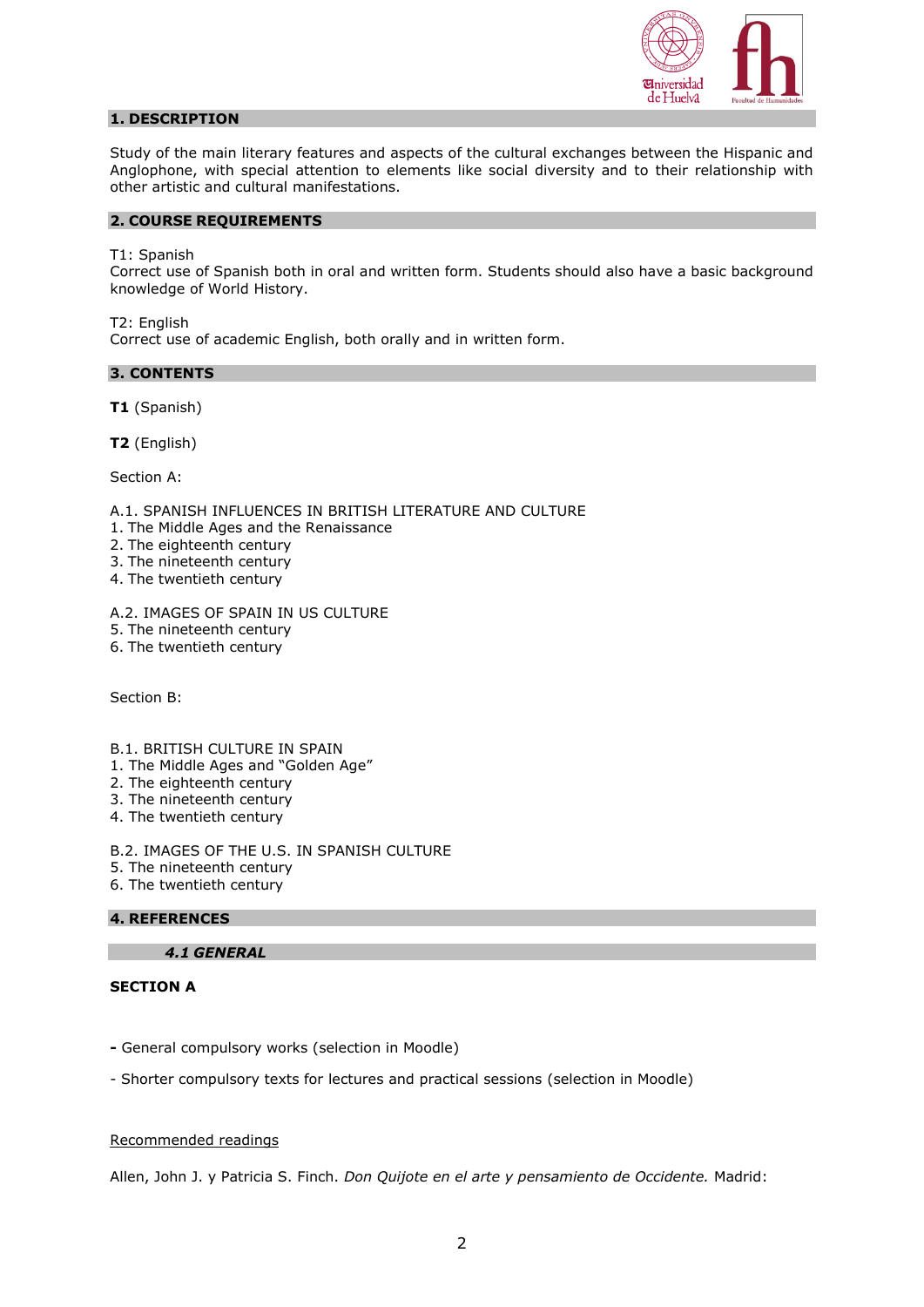## 1. DESCRIPTION

Study of the main literary features and aspects of the cultural exchanges between the Hispanic and Anglophone, with special attention to elements like social diversity and to their relationship with other artistic and cultural manifestations.

## 2. COURSE REQUIREMENTS

T1: Spanish
Correct use of Spanish both in oral and written form. Students should also have a basic background knowledge of World History.

T2: English
Correct use of academic English, both orally and in written form.

## 3. CONTENTS

**T1** (Spanish)

**T2** (English)

Section A:

A.1. SPANISH INFLUENCES IN BRITISH LITERATURE AND CULTURE
1. The Middle Ages and the Renaissance
2. The eighteenth century
3. The nineteenth century
4. The twentieth century

A.2. IMAGES OF SPAIN IN US CULTURE
5. The nineteenth century
6. The twentieth century

Section B:

B.1. BRITISH CULTURE IN SPAIN
1. The Middle Ages and "Golden Age"
2. The eighteenth century
3. The nineteenth century
4. The twentieth century

B.2. IMAGES OF THE U.S. IN SPANISH CULTURE
5. The nineteenth century
6. The twentieth century

## 4. REFERENCES

### *4.1 GENERAL*

**SECTION A**

**-** General compulsory works (selection in Moodle)

- Shorter compulsory texts for lectures and practical sessions (selection in Moodle)

Recommended readings

Allen, John J. y Patricia S. Finch. *Don Quijote en el arte y pensamiento de Occidente.* Madrid: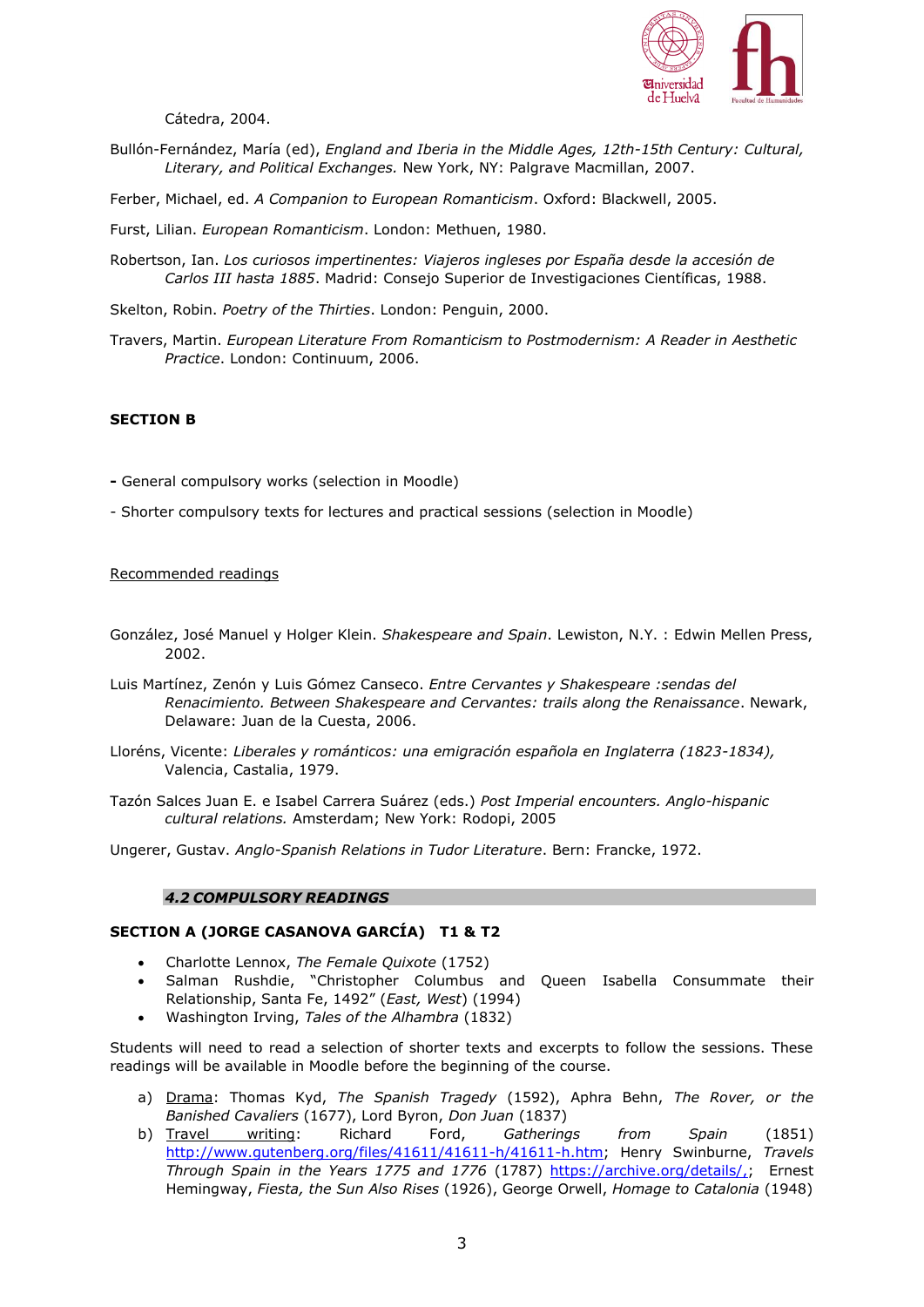Cátedra, 2004.

Bullón-Fernández, María (ed), *England and Iberia in the Middle Ages, 12th-15th Century: Cultural, Literary, and Political Exchanges.* New York, NY: Palgrave Macmillan, 2007.

Ferber, Michael, ed. *A Companion to European Romanticism*. Oxford: Blackwell, 2005.

Furst, Lilian. *European Romanticism*. London: Methuen, 1980.

Robertson, Ian. *Los curiosos impertinentes: Viajeros ingleses por España desde la accesión de Carlos III hasta 1885*. Madrid: Consejo Superior de Investigaciones Científicas, 1988.

Skelton, Robin. *Poetry of the Thirties*. London: Penguin, 2000.

Travers, Martin. *European Literature From Romanticism to Postmodernism: A Reader in Aesthetic Practice*. London: Continuum, 2006.

**SECTION B**

**-** General compulsory works (selection in Moodle)

- Shorter compulsory texts for lectures and practical sessions (selection in Moodle)

Recommended readings

González, José Manuel y Holger Klein. *Shakespeare and Spain*. Lewiston, N.Y. : Edwin Mellen Press, 2002.

Luis Martínez, Zenón y Luis Gómez Canseco. *Entre Cervantes y Shakespeare :sendas del Renacimiento. Between Shakespeare and Cervantes: trails along the Renaissance*. Newark, Delaware: Juan de la Cuesta, 2006.

Lloréns, Vicente: *Liberales y románticos: una emigración española en Inglaterra (1823-1834),* Valencia, Castalia, 1979.

Tazón Salces Juan E. e Isabel Carrera Suárez (eds.) *Post Imperial encounters. Anglo-hispanic cultural relations.* Amsterdam; New York: Rodopi, 2005

Ungerer, Gustav. *Anglo-Spanish Relations in Tudor Literature*. Bern: Francke, 1972.

### *4.2 COMPULSORY READINGS*

**SECTION A (JORGE CASANOVA GARCÍA) T1 & T2**

- Charlotte Lennox, *The Female Quixote* (1752)
- Salman Rushdie, "Christopher Columbus and Queen Isabella Consummate their Relationship, Santa Fe, 1492" (*East, West*) (1994)
- Washington Irving, *Tales of the Alhambra* (1832)

Students will need to read a selection of shorter texts and excerpts to follow the sessions. These readings will be available in Moodle before the beginning of the course.

a) Drama: Thomas Kyd, *The Spanish Tragedy* (1592), Aphra Behn, *The Rover, or the Banished Cavaliers* (1677), Lord Byron, *Don Juan* (1837)
b) Travel writing: Richard Ford, *Gatherings from Spain* (1851) http://www.gutenberg.org/files/41611/41611-h/41611-h.htm; Henry Swinburne, *Travels Through Spain in the Years 1775 and 1776* (1787) https://archive.org/details/,; Ernest Hemingway, *Fiesta, the Sun Also Rises* (1926), George Orwell, *Homage to Catalonia* (1948)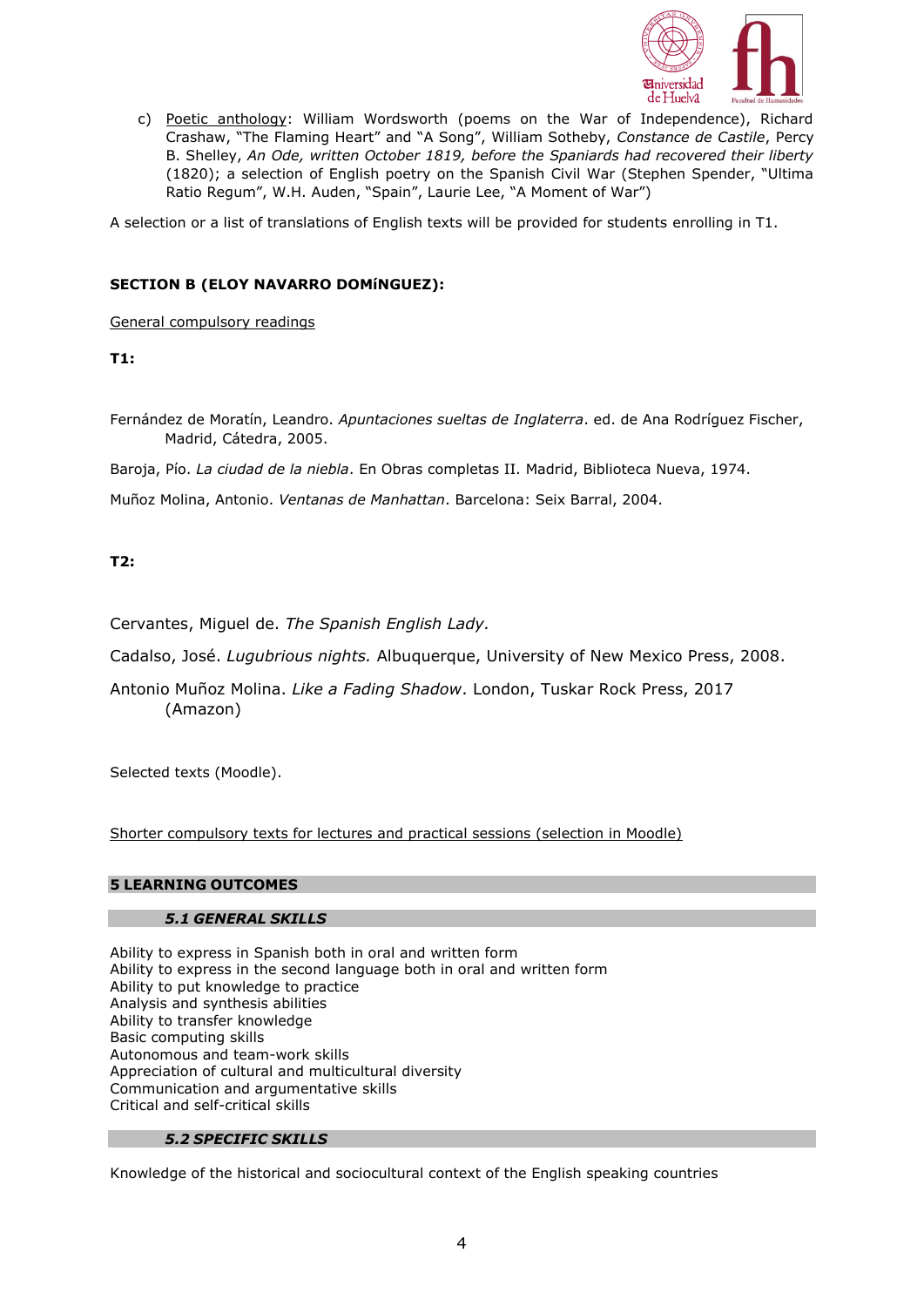c) <u>Poetic anthology</u>: William Wordsworth (poems on the War of Independence), Richard Crashaw, "The Flaming Heart" and "A Song", William Sotheby, *Constance de Castile*, Percy B. Shelley, *An Ode, written October 1819, before the Spaniards had recovered their liberty* (1820); a selection of English poetry on the Spanish Civil War (Stephen Spender, "Ultima Ratio Regum", W.H. Auden, "Spain", Laurie Lee, "A Moment of War")

A selection or a list of translations of English texts will be provided for students enrolling in T1.

**SECTION B (ELOY NAVARRO DOMíNGUEZ):**

<u>General compulsory readings</u>

**T1:**

Fernández de Moratín, Leandro. *Apuntaciones sueltas de Inglaterra*. ed. de Ana Rodríguez Fischer, Madrid, Cátedra, 2005.

Baroja, Pío. *La ciudad de la niebla*. En Obras completas II. Madrid, Biblioteca Nueva, 1974.

Muñoz Molina, Antonio. *Ventanas de Manhattan*. Barcelona: Seix Barral, 2004.

**T2:**

Cervantes, Miguel de. *The Spanish English Lady.*

Cadalso, José. *Lugubrious nights.* Albuquerque, University of New Mexico Press, 2008.

Antonio Muñoz Molina. *Like a Fading Shadow*. London, Tuskar Rock Press, 2017 (Amazon)

Selected texts (Moodle).

<u>Shorter compulsory texts for lectures and practical sessions (selection in Moodle)</u>

## 5 LEARNING OUTCOMES

### *5.1 GENERAL SKILLS*

Ability to express in Spanish both in oral and written form
Ability to express in the second language both in oral and written form
Ability to put knowledge to practice
Analysis and synthesis abilities
Ability to transfer knowledge
Basic computing skills
Autonomous and team-work skills
Appreciation of cultural and multicultural diversity
Communication and argumentative skills
Critical and self-critical skills

### *5.2 SPECIFIC SKILLS*

Knowledge of the historical and sociocultural context of the English speaking countries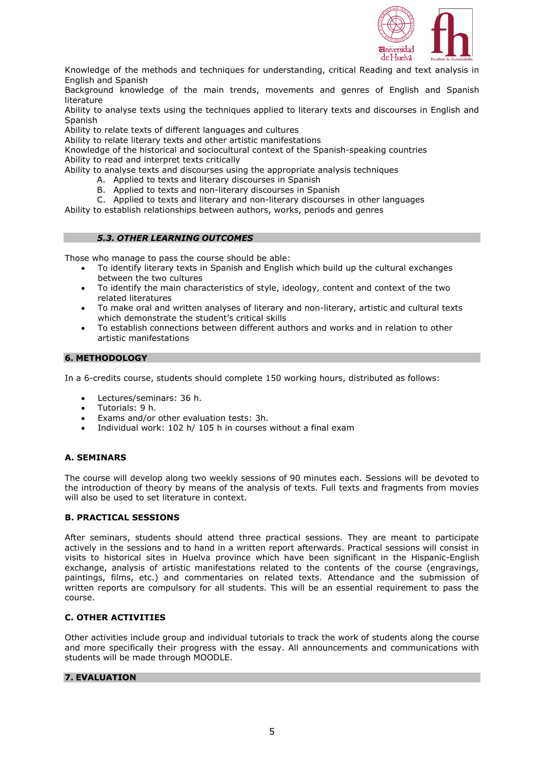Knowledge of the methods and techniques for understanding, critical Reading and text analysis in English and Spanish

Background knowledge of the main trends, movements and genres of English and Spanish literature

Ability to analyse texts using the techniques applied to literary texts and discourses in English and Spanish

Ability to relate texts of different languages and cultures

Ability to relate literary texts and other artistic manifestations

Knowledge of the historical and sociocultural context of the Spanish-speaking countries

Ability to read and interpret texts critically

Ability to analyse texts and discourses using the appropriate analysis techniques

A. Applied to texts and literary discourses in Spanish
B. Applied to texts and non-literary discourses in Spanish
C. Applied to texts and literary and non-literary discourses in other languages

Ability to establish relationships between authors, works, periods and genres

### *5.3. OTHER LEARNING OUTCOMES*

Those who manage to pass the course should be able:

- To identify literary texts in Spanish and English which build up the cultural exchanges between the two cultures
- To identify the main characteristics of style, ideology, content and context of the two related literatures
- To make oral and written analyses of literary and non-literary, artistic and cultural texts which demonstrate the student's critical skills
- To establish connections between different authors and works and in relation to other artistic manifestations

## 6. METHODOLOGY

In a 6-credits course, students should complete 150 working hours, distributed as follows:

- Lectures/seminars: 36 h.
- Tutorials: 9 h.
- Exams and/or other evaluation tests: 3h.
- Individual work: 102 h/ 105 h in courses without a final exam

### A. SEMINARS

The course will develop along two weekly sessions of 90 minutes each. Sessions will be devoted to the introduction of theory by means of the analysis of texts. Full texts and fragments from movies will also be used to set literature in context.

### B. PRACTICAL SESSIONS

After seminars, students should attend three practical sessions. They are meant to participate actively in the sessions and to hand in a written report afterwards. Practical sessions will consist in visits to historical sites in Huelva province which have been significant in the Hispanic-English exchange, analysis of artistic manifestations related to the contents of the course (engravings, paintings, films, etc.) and commentaries on related texts. Attendance and the submission of written reports are compulsory for all students. This will be an essential requirement to pass the course.

### C. OTHER ACTIVITIES

Other activities include group and individual tutorials to track the work of students along the course and more specifically their progress with the essay. All announcements and communications with students will be made through MOODLE.

## 7. EVALUATION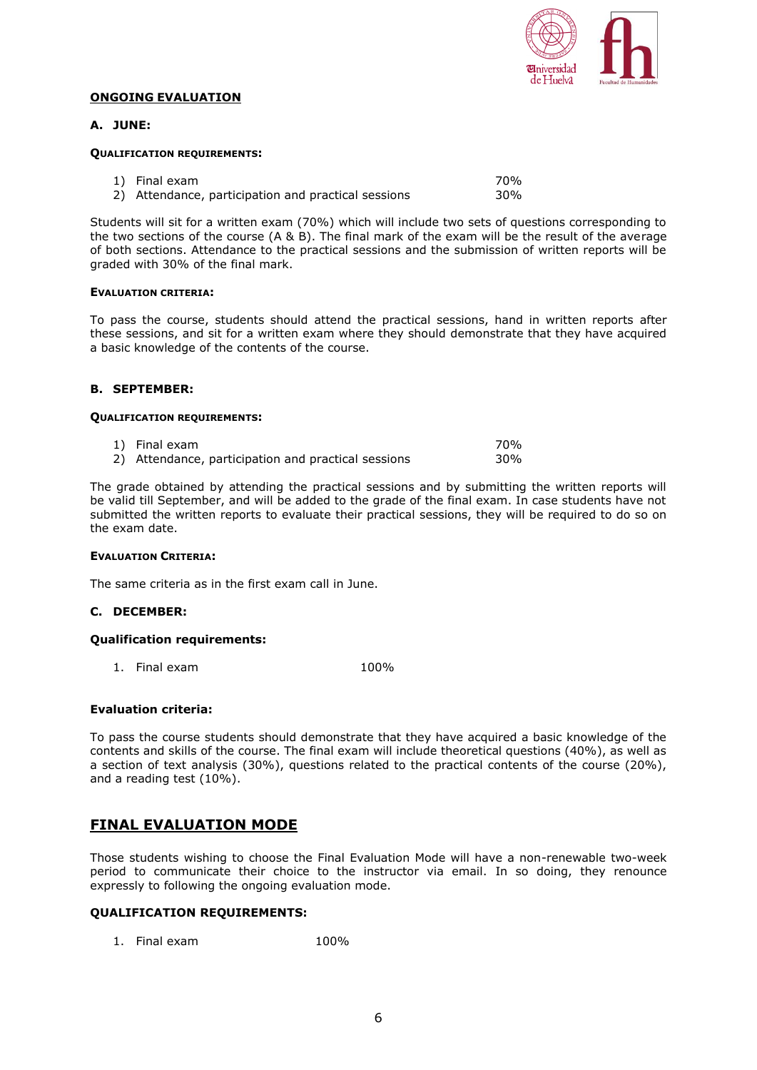## ONGOING EVALUATION

### A. JUNE:

**QUALIFICATION REQUIREMENTS:**

| | |
|---|---|
| 1) Final exam | 70% |
| 2) Attendance, participation and practical sessions | 30% |

Students will sit for a written exam (70%) which will include two sets of questions corresponding to the two sections of the course (A & B). The final mark of the exam will be the result of the average of both sections. Attendance to the practical sessions and the submission of written reports will be graded with 30% of the final mark.

**EVALUATION CRITERIA:**

To pass the course, students should attend the practical sessions, hand in written reports after these sessions, and sit for a written exam where they should demonstrate that they have acquired a basic knowledge of the contents of the course.

### B. SEPTEMBER:

**QUALIFICATION REQUIREMENTS:**

| | |
|---|---|
| 1) Final exam | 70% |
| 2) Attendance, participation and practical sessions | 30% |

The grade obtained by attending the practical sessions and by submitting the written reports will be valid till September, and will be added to the grade of the final exam. In case students have not submitted the written reports to evaluate their practical sessions, they will be required to do so on the exam date.

**EVALUATION CRITERIA:**

The same criteria as in the first exam call in June.

### C. DECEMBER:

**Qualification requirements:**

| | |
|---|---|
| 1. Final exam | 100% |

**Evaluation criteria:**

To pass the course students should demonstrate that they have acquired a basic knowledge of the contents and skills of the course. The final exam will include theoretical questions (40%), as well as a section of text analysis (30%), questions related to the practical contents of the course (20%), and a reading test (10%).

## FINAL EVALUATION MODE

Those students wishing to choose the Final Evaluation Mode will have a non-renewable two-week period to communicate their choice to the instructor via email. In so doing, they renounce expressly to following the ongoing evaluation mode.

**QUALIFICATION REQUIREMENTS:**

| | |
|---|---|
| 1. Final exam | 100% |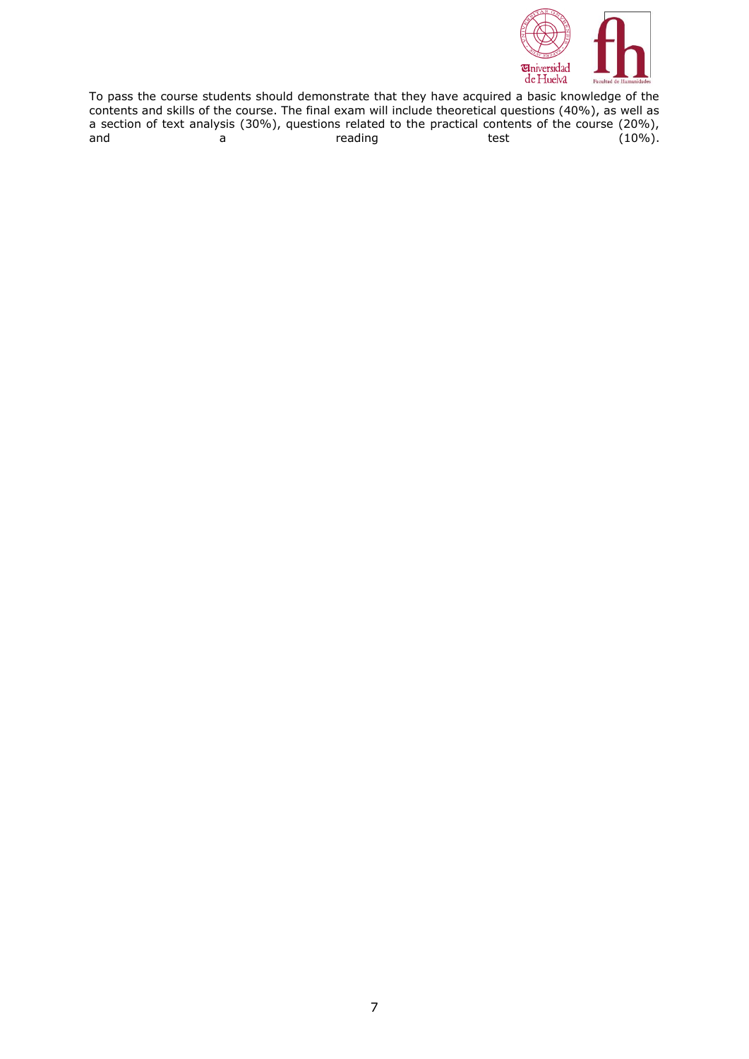To pass the course students should demonstrate that they have acquired a basic knowledge of the contents and skills of the course. The final exam will include theoretical questions (40%), as well as a section of text analysis (30%), questions related to the practical contents of the course (20%), and a reading test (10%).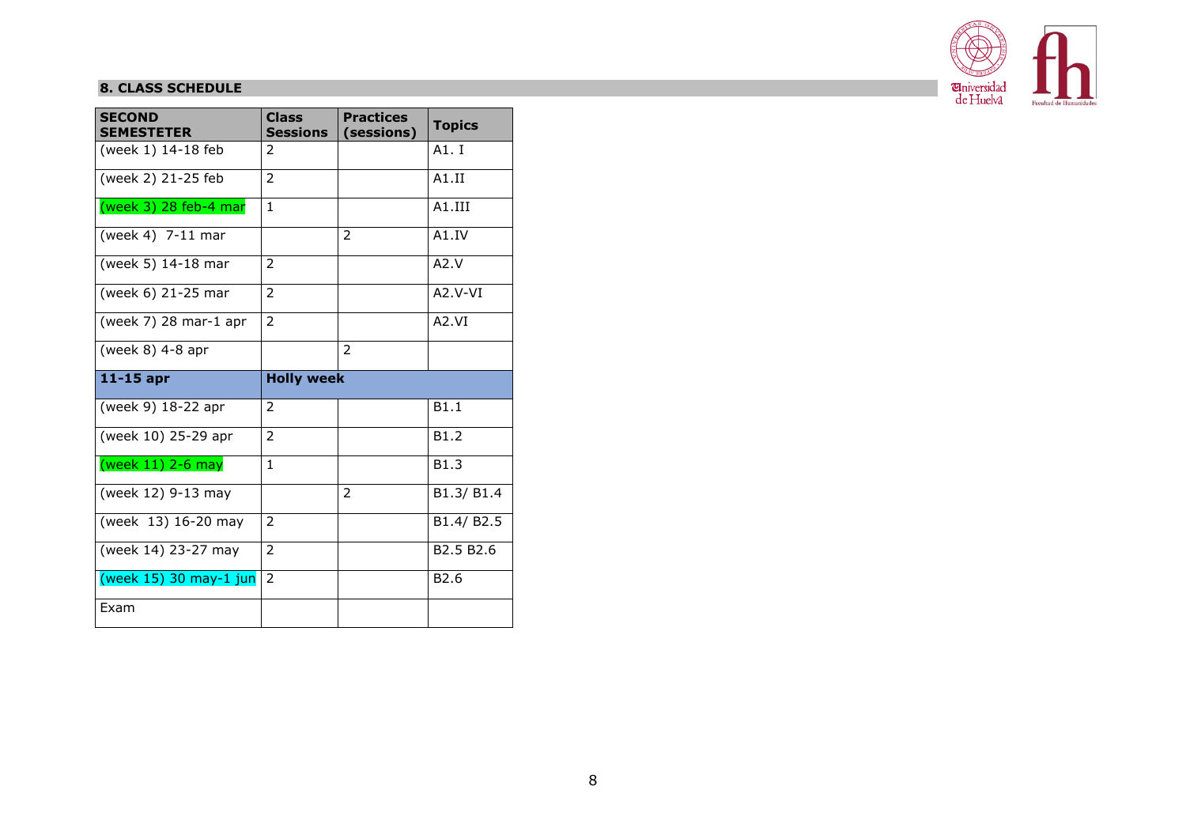## 8. CLASS SCHEDULE

| SECOND SEMESTETER | Class Sessions | Practices (sessions) | Topics |
|---|---|---|---|
| (week 1) 14-18 feb | 2 | | A1. I |
| (week 2) 21-25 feb | 2 | | A1.II |
| (week 3) 28 feb-4 mar | 1 | | A1.III |
| (week 4) 7-11 mar | | 2 | A1.IV |
| (week 5) 14-18 mar | 2 | | A2.V |
| (week 6) 21-25 mar | 2 | | A2.V-VI |
| (week 7) 28 mar-1 apr | 2 | | A2.VI |
| (week 8) 4-8 apr | | 2 | |
| **11-15 apr** | **Holly week** | | |
| (week 9) 18-22 apr | 2 | | B1.1 |
| (week 10) 25-29 apr | 2 | | B1.2 |
| (week 11) 2-6 may | 1 | | B1.3 |
| (week 12) 9-13 may | | 2 | B1.3/ B1.4 |
| (week 13) 16-20 may | 2 | | B1.4/ B2.5 |
| (week 14) 23-27 may | 2 | | B2.5 B2.6 |
| (week 15) 30 may-1 jun | 2 | | B2.6 |
| Exam | | | |